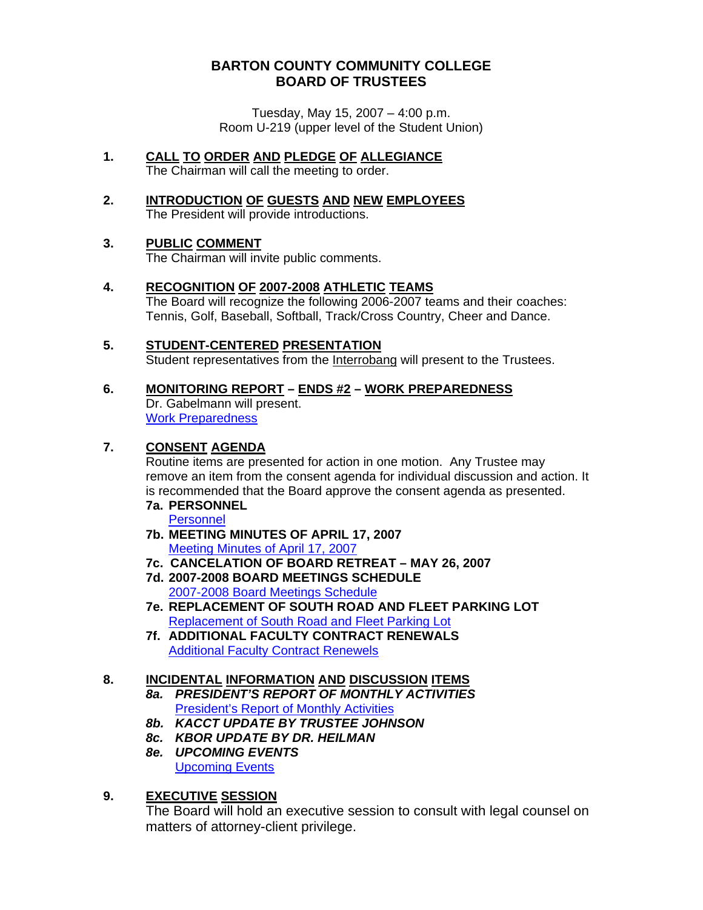# BARTON COUNTY COMMUNITY COLLEGE
# BOARD OF TRUSTEES

Tuesday, May 15, 2007 – 4:00 p.m.
Room U-219 (upper level of the Student Union)

1. **CALL TO ORDER AND PLEDGE OF ALLEGIANCE**
   The Chairman will call the meeting to order.

2. **INTRODUCTION OF GUESTS AND NEW EMPLOYEES**
   The President will provide introductions.

3. **PUBLIC COMMENT**
   The Chairman will invite public comments.

4. **RECOGNITION OF 2007-2008 ATHLETIC TEAMS**
   The Board will recognize the following 2006-2007 teams and their coaches: Tennis, Golf, Baseball, Softball, Track/Cross Country, Cheer and Dance.

5. **STUDENT-CENTERED PRESENTATION**
   Student representatives from the Interrobang will present to the Trustees.

6. **MONITORING REPORT – ENDS #2 – WORK PREPAREDNESS**
   Dr. Gabelmann will present.
   Work Preparedness

7. **CONSENT AGENDA**
   Routine items are presented for action in one motion. Any Trustee may remove an item from the consent agenda for individual discussion and action. It is recommended that the Board approve the consent agenda as presented.
   - **7a. PERSONNEL**
     Personnel
   - **7b. MEETING MINUTES OF APRIL 17, 2007**
     Meeting Minutes of April 17, 2007
   - **7c. CANCELATION OF BOARD RETREAT – MAY 26, 2007**
   - **7d. 2007-2008 BOARD MEETINGS SCHEDULE**
     2007-2008 Board Meetings Schedule
   - **7e. REPLACEMENT OF SOUTH ROAD AND FLEET PARKING LOT**
     Replacement of South Road and Fleet Parking Lot
   - **7f. ADDITIONAL FACULTY CONTRACT RENEWALS**
     Additional Faculty Contract Renewels

8. **INCIDENTAL INFORMATION AND DISCUSSION ITEMS**
   - ***8a. PRESIDENT'S REPORT OF MONTHLY ACTIVITIES***
     President's Report of Monthly Activities
   - ***8b. KACCT UPDATE BY TRUSTEE JOHNSON***
   - ***8c. KBOR UPDATE BY DR. HEILMAN***
   - ***8e. UPCOMING EVENTS***
     Upcoming Events

9. **EXECUTIVE SESSION**
   The Board will hold an executive session to consult with legal counsel on matters of attorney-client privilege.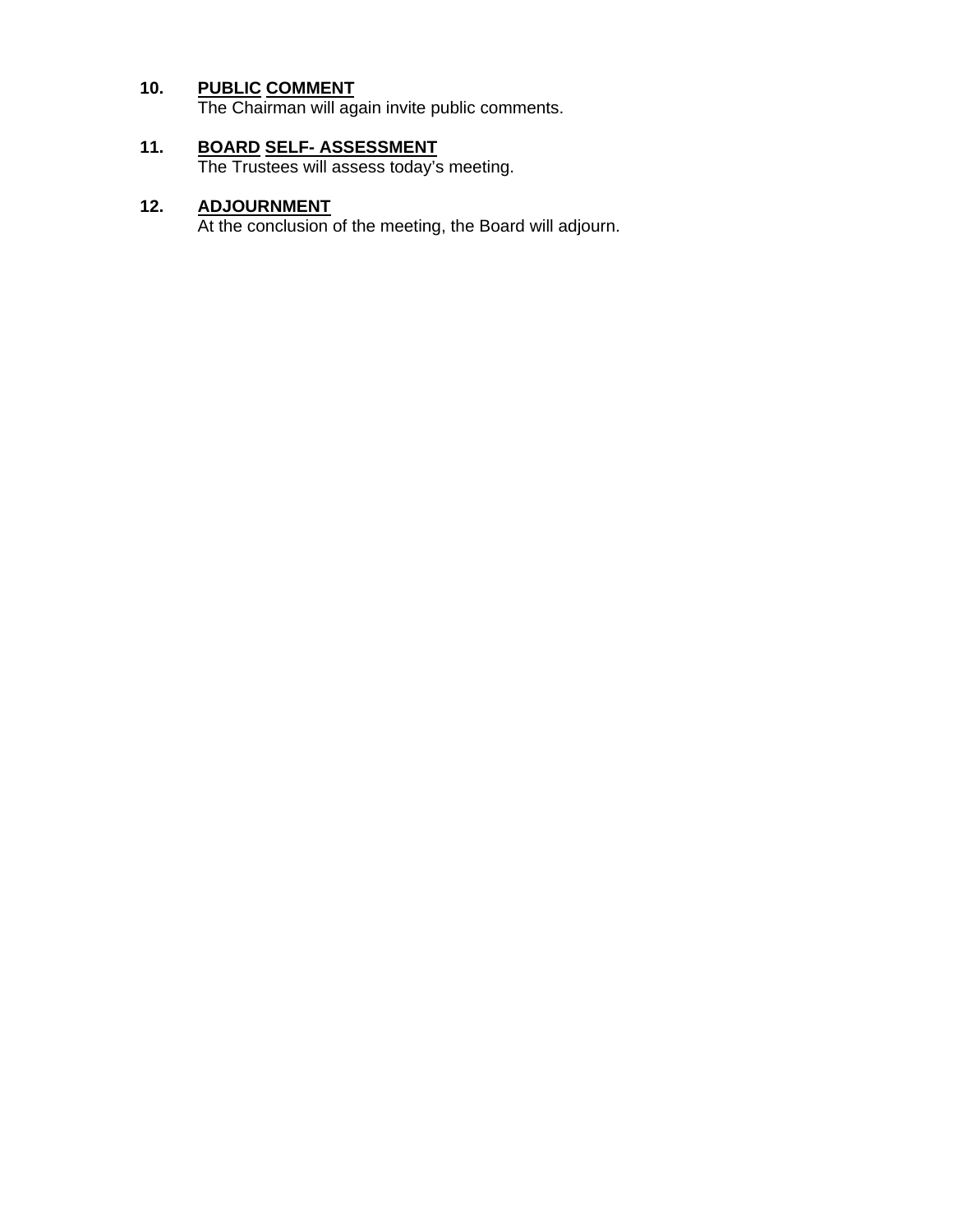**10. PUBLIC COMMENT**

The Chairman will again invite public comments.

**11. BOARD SELF- ASSESSMENT**

The Trustees will assess today's meeting.

**12. ADJOURNMENT**

At the conclusion of the meeting, the Board will adjourn.